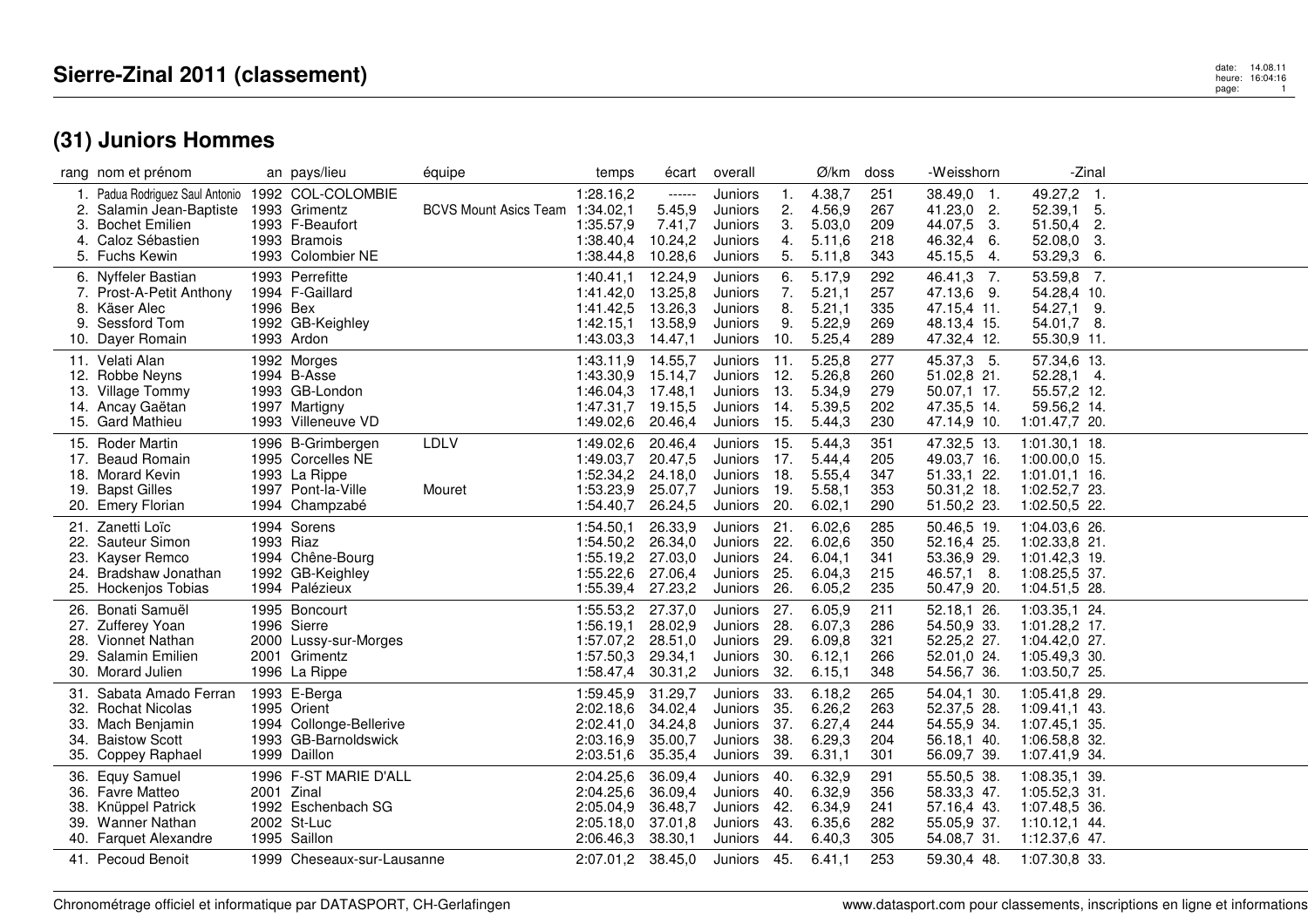# Sierre-Zinal 2011 (classement)

## (31) Juniors Hommes

| rang | nom et prénom | an | pays/lieu | équipe | temps | écart | overall | | Ø/km | doss | -Weisshorn | | -Zinal | |
|---|---|---|---|---|---|---|---|---|---|---|---|---|---|---|
| 1. | Padua Rodriguez Saul Antonio | 1992 | COL-COLOMBIE | | 1:28.16,2 | ------ | Juniors | 1. | 4.38,7 | 251 | 38.49,0 | 1. | 49.27,2 | 1. |
| 2. | Salamin Jean-Baptiste | 1993 | Grimentz | BCVS Mount Asics Team | 1:34.02,1 | 5.45,9 | Juniors | 2. | 4.56,9 | 267 | 41.23,0 | 2. | 52.39,1 | 5. |
| 3. | Bochet Emilien | 1993 | F-Beaufort | | 1:35.57,9 | 7.41,7 | Juniors | 3. | 5.03,0 | 209 | 44.07,5 | 3. | 51.50,4 | 2. |
| 4. | Caloz Sébastien | 1993 | Bramois | | 1:38.40,4 | 10.24,2 | Juniors | 4. | 5.11,6 | 218 | 46.32,4 | 6. | 52.08,0 | 3. |
| 5. | Fuchs Kewin | 1993 | Colombier NE | | 1:38.44,8 | 10.28,6 | Juniors | 5. | 5.11,8 | 343 | 45.15,5 | 4. | 53.29,3 | 6. |
| 6. | Nyffeler Bastian | 1993 | Perrefitte | | 1:40.41,1 | 12.24,9 | Juniors | 6. | 5.17,9 | 292 | 46.41,3 | 7. | 53.59,8 | 7. |
| 7. | Prost-A-Petit Anthony | 1994 | F-Gaillard | | 1:41.42,0 | 13.25,8 | Juniors | 7. | 5.21,1 | 257 | 47.13,6 | 9. | 54.28,4 | 10. |
| 8. | Käser Alec | 1996 | Bex | | 1:41.42,5 | 13.26,3 | Juniors | 8. | 5.21,1 | 335 | 47.15,4 | 11. | 54.27,1 | 9. |
| 9. | Sessford Tom | 1992 | GB-Keighley | | 1:42.15,1 | 13.58,9 | Juniors | 9. | 5.22,9 | 269 | 48.13,4 | 15. | 54.01,7 | 8. |
| 10. | Dayer Romain | 1993 | Ardon | | 1:43.03,3 | 14.47,1 | Juniors | 10. | 5.25,4 | 289 | 47.32,4 | 12. | 55.30,9 | 11. |
| 11. | Velati Alan | 1992 | Morges | | 1:43.11,9 | 14.55,7 | Juniors | 11. | 5.25,8 | 277 | 45.37,3 | 5. | 57.34,6 | 13. |
| 12. | Robbe Neyns | 1994 | B-Asse | | 1:43.30,9 | 15.14,7 | Juniors | 12. | 5.26,8 | 260 | 51.02,8 | 21. | 52.28,1 | 4. |
| 13. | Village Tommy | 1993 | GB-London | | 1:46.04,3 | 17.48,1 | Juniors | 13. | 5.34,9 | 279 | 50.07,1 | 17. | 55.57,2 | 12. |
| 14. | Ancay Gaëtan | 1997 | Martigny | | 1:47.31,7 | 19.15,5 | Juniors | 14. | 5.39,5 | 202 | 47.35,5 | 14. | 59.56,2 | 14. |
| 15. | Gard Mathieu | 1993 | Villeneuve VD | | 1:49.02,6 | 20.46,4 | Juniors | 15. | 5.44,3 | 230 | 47.14,9 | 10. | 1:01.47,7 | 20. |
| 15. | Roder Martin | 1996 | B-Grimbergen | LDLV | 1:49.02,6 | 20.46,4 | Juniors | 15. | 5.44,3 | 351 | 47.32,5 | 13. | 1:01.30,1 | 18. |
| 17. | Beaud Romain | 1995 | Corcelles NE | | 1:49.03,7 | 20.47,5 | Juniors | 17. | 5.44,4 | 205 | 49.03,7 | 16. | 1:00.00,0 | 15. |
| 18. | Morard Kevin | 1993 | La Rippe | | 1:52.34,2 | 24.18,0 | Juniors | 18. | 5.55,4 | 347 | 51.33,1 | 22. | 1:01.01,1 | 16. |
| 19. | Bapst Gilles | 1997 | Pont-la-Ville | Mouret | 1:53.23,9 | 25.07,7 | Juniors | 19. | 5.58,1 | 353 | 50.31,2 | 18. | 1:02.52,7 | 23. |
| 20. | Emery Florian | 1994 | Champzabé | | 1:54.40,7 | 26.24,5 | Juniors | 20. | 6.02,1 | 290 | 51.50,2 | 23. | 1:02.50,5 | 22. |
| 21. | Zanetti Loïc | 1994 | Sorens | | 1:54.50,1 | 26.33,9 | Juniors | 21. | 6.02,6 | 285 | 50.46,5 | 19. | 1:04.03,6 | 26. |
| 22. | Sauteur Simon | 1993 | Riaz | | 1:54.50,2 | 26.34,0 | Juniors | 22. | 6.02,6 | 350 | 52.16,4 | 25. | 1:02.33,8 | 21. |
| 23. | Kayser Remco | 1994 | Chêne-Bourg | | 1:55.19,2 | 27.03,0 | Juniors | 24. | 6.04,1 | 341 | 53.36,9 | 29. | 1:01.42,3 | 19. |
| 24. | Bradshaw Jonathan | 1992 | GB-Keighley | | 1:55.22,6 | 27.06,4 | Juniors | 25. | 6.04,3 | 215 | 46.57,1 | 8. | 1:08.25,5 | 37. |
| 25. | Hockenjos Tobias | 1994 | Palézieux | | 1:55.39,4 | 27.23,2 | Juniors | 26. | 6.05,2 | 235 | 50.47,9 | 20. | 1:04.51,5 | 28. |
| 26. | Bonati Samuël | 1995 | Boncourt | | 1:55.53,2 | 27.37,0 | Juniors | 27. | 6.05,9 | 211 | 52.18,1 | 26. | 1:03.35,1 | 24. |
| 27. | Zufferey Yoan | 1996 | Sierre | | 1:56.19,1 | 28.02,9 | Juniors | 28. | 6.07,3 | 286 | 54.50,9 | 33. | 1:01.28,2 | 17. |
| 28. | Vionnet Nathan | 2000 | Lussy-sur-Morges | | 1:57.07,2 | 28.51,0 | Juniors | 29. | 6.09,8 | 321 | 52.25,2 | 27. | 1:04.42,0 | 27. |
| 29. | Salamin Emilien | 2001 | Grimentz | | 1:57.50,3 | 29.34,1 | Juniors | 30. | 6.12,1 | 266 | 52.01,0 | 24. | 1:05.49,3 | 30. |
| 30. | Morard Julien | 1996 | La Rippe | | 1:58.47,4 | 30.31,2 | Juniors | 32. | 6.15,1 | 348 | 54.56,7 | 36. | 1:03.50,7 | 25. |
| 31. | Sabata Amado Ferran | 1993 | E-Berga | | 1:59.45,9 | 31.29,7 | Juniors | 33. | 6.18,2 | 265 | 54.04,1 | 30. | 1:05.41,8 | 29. |
| 32. | Rochat Nicolas | 1995 | Orient | | 2:02.18,6 | 34.02,4 | Juniors | 35. | 6.26,2 | 263 | 52.37,5 | 28. | 1:09.41,1 | 43. |
| 33. | Mach Benjamin | 1994 | Collonge-Bellerive | | 2:02.41,0 | 34.24,8 | Juniors | 37. | 6.27,4 | 244 | 54.55,9 | 34. | 1:07.45,1 | 35. |
| 34. | Baistow Scott | 1993 | GB-Barnoldswick | | 2:03.16,9 | 35.00,7 | Juniors | 38. | 6.29,3 | 204 | 56.18,1 | 40. | 1:06.58,8 | 32. |
| 35. | Coppey Raphael | 1999 | Daillon | | 2:03.51,6 | 35.35,4 | Juniors | 39. | 6.31,1 | 301 | 56.09,7 | 39. | 1:07.41,9 | 34. |
| 36. | Equy Samuel | 1996 | F-ST MARIE D'ALL | | 2:04.25,6 | 36.09,4 | Juniors | 40. | 6.32,9 | 291 | 55.50,5 | 38. | 1:08.35,1 | 39. |
| 36. | Favre Matteo | 2001 | Zinal | | 2:04.25,6 | 36.09,4 | Juniors | 40. | 6.32,9 | 356 | 58.33,3 | 47. | 1:05.52,3 | 31. |
| 38. | Knüppel Patrick | 1992 | Eschenbach SG | | 2:05.04,9 | 36.48,7 | Juniors | 42. | 6.34,9 | 241 | 57.16,4 | 43. | 1:07.48,5 | 36. |
| 39. | Wanner Nathan | 2002 | St-Luc | | 2:05.18,0 | 37.01,8 | Juniors | 43. | 6.35,6 | 282 | 55.05,9 | 37. | 1:10.12,1 | 44. |
| 40. | Farquet Alexandre | 1995 | Saillon | | 2:06.46,3 | 38.30,1 | Juniors | 44. | 6.40,3 | 305 | 54.08,7 | 31. | 1:12.37,6 | 47. |
| 41. | Pecoud Benoit | 1999 | Cheseaux-sur-Lausanne | | 2:07.01,2 | 38.45,0 | Juniors | 45. | 6.41,1 | 253 | 59.30,4 | 48. | 1:07.30,8 | 33. |

Chronométrage officiel et informatique par DATASPORT, CH-Gerlafingen

www.datasport.com pour classements, inscriptions en ligne et informations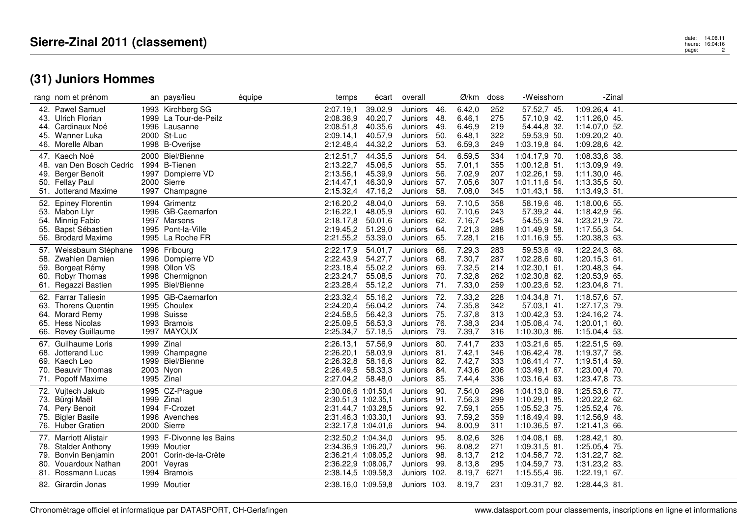## Sierre-Zinal 2011 (classement)

### (31) Juniors Hommes

| rang | nom et prénom | an | pays/lieu | équipe | temps | écart | overall | | Ø/km | doss | -Weisshorn | | -Zinal | |
|---|---|---|---|---|---|---|---|---|---|---|---|---|---|---|
| 42. | Pawel Samuel | 1993 | Kirchberg SG | | 2:07.19,1 | 39.02,9 | Juniors | 46. | 6.42,0 | 252 | 57.52,7 | 45. | 1:09.26,4 | 41. |
| 43. | Ulrich Florian | 1999 | La Tour-de-Peilz | | 2:08.36,9 | 40.20,7 | Juniors | 48. | 6.46,1 | 275 | 57.10,9 | 42. | 1:11.26,0 | 45. |
| 44. | Cardinaux Noé | 1996 | Lausanne | | 2:08.51,8 | 40.35,6 | Juniors | 49. | 6.46,9 | 219 | 54.44,8 | 32. | 1:14.07,0 | 52. |
| 45. | Wanner Luka | 2000 | St-Luc | | 2:09.14,1 | 40.57,9 | Juniors | 50. | 6.48,1 | 322 | 59.53,9 | 50. | 1:09.20,2 | 40. |
| 46. | Morelle Alban | 1998 | B-Overijse | | 2:12.48,4 | 44.32,2 | Juniors | 53. | 6.59,3 | 249 | 1:03.19,8 | 64. | 1:09.28,6 | 42. |
| 47. | Kaech Noé | 2000 | Biel/Bienne | | 2:12.51,7 | 44.35,5 | Juniors | 54. | 6.59,5 | 334 | 1:04.17,9 | 70. | 1:08.33,8 | 38. |
| 48. | van Den Bosch Cedric | 1994 | B-Tienen | | 2:13.22,7 | 45.06,5 | Juniors | 55. | 7.01,1 | 355 | 1:00.12,8 | 51. | 1:13.09,9 | 49. |
| 49. | Berger Benoît | 1997 | Dompierre VD | | 2:13.56,1 | 45.39,9 | Juniors | 56. | 7.02,9 | 207 | 1:02.26,1 | 59. | 1:11.30,0 | 46. |
| 50. | Fellay Paul | 2000 | Sierre | | 2:14.47,1 | 46.30,9 | Juniors | 57. | 7.05,6 | 307 | 1:01.11,6 | 54. | 1:13.35,5 | 50. |
| 51. | Jotterand Maxime | 1997 | Champagne | | 2:15.32,4 | 47.16,2 | Juniors | 58. | 7.08,0 | 345 | 1:01.43,1 | 56. | 1:13.49,3 | 51. |
| 52. | Epiney Florentin | 1994 | Grimentz | | 2:16.20,2 | 48.04,0 | Juniors | 59. | 7.10,5 | 358 | 58.19,6 | 46. | 1:18.00,6 | 55. |
| 53. | Mabon Llyr | 1996 | GB-Caernarfon | | 2:16.22,1 | 48.05,9 | Juniors | 60. | 7.10,6 | 243 | 57.39,2 | 44. | 1:18.42,9 | 56. |
| 54. | Minnig Fabio | 1997 | Marsens | | 2:18.17,8 | 50.01,6 | Juniors | 62. | 7.16,7 | 245 | 54.55,9 | 34. | 1:23.21,9 | 72. |
| 55. | Bapst Sébastien | 1995 | Pont-la-Ville | | 2:19.45,2 | 51.29,0 | Juniors | 64. | 7.21,3 | 288 | 1:01.49,9 | 58. | 1:17.55,3 | 54. |
| 56. | Brodard Maxime | 1995 | La Roche FR | | 2:21.55,2 | 53.39,0 | Juniors | 65. | 7.28,1 | 216 | 1:01.16,9 | 55. | 1:20.38,3 | 63. |
| 57. | Weissbaum Stéphane | 1996 | Fribourg | | 2:22.17,9 | 54.01,7 | Juniors | 66. | 7.29,3 | 283 | 59.53,6 | 49. | 1:22.24,3 | 68. |
| 58. | Zwahlen Damien | 1996 | Dompierre VD | | 2:22.43,9 | 54.27,7 | Juniors | 68. | 7.30,7 | 287 | 1:02.28,6 | 60. | 1:20.15,3 | 61. |
| 59. | Borgeat Rémy | 1998 | Ollon VS | | 2:23.18,4 | 55.02,2 | Juniors | 69. | 7.32,5 | 214 | 1:02.30,1 | 61. | 1:20.48,3 | 64. |
| 60. | Robyr Thomas | 1998 | Chermignon | | 2:23.24,7 | 55.08,5 | Juniors | 70. | 7.32,8 | 262 | 1:02.30,8 | 62. | 1:20.53,9 | 65. |
| 61. | Regazzi Bastien | 1995 | Biel/Bienne | | 2:23.28,4 | 55.12,2 | Juniors | 71. | 7.33,0 | 259 | 1:00.23,6 | 52. | 1:23.04,8 | 71. |
| 62. | Farrar Taliesin | 1995 | GB-Caernarfon | | 2:23.32,4 | 55.16,2 | Juniors | 72. | 7.33,2 | 228 | 1:04.34,8 | 71. | 1:18.57,6 | 57. |
| 63. | Thorens Quentin | 1995 | Choulex | | 2:24.20,4 | 56.04,2 | Juniors | 74. | 7.35,8 | 342 | 57.03,1 | 41. | 1:27.17,3 | 79. |
| 64. | Morard Remy | 1998 | Suisse | | 2:24.58,5 | 56.42,3 | Juniors | 75. | 7.37,8 | 313 | 1:00.42,3 | 53. | 1:24.16,2 | 74. |
| 65. | Hess Nicolas | 1993 | Bramois | | 2:25.09,5 | 56.53,3 | Juniors | 76. | 7.38,3 | 234 | 1:05.08,4 | 74. | 1:20.01,1 | 60. |
| 66. | Revey Guillaume | 1997 | MAYOUX | | 2:25.34,7 | 57.18,5 | Juniors | 79. | 7.39,7 | 316 | 1:10.30,3 | 86. | 1:15.04,4 | 53. |
| 67. | Guilhaume Loris | 1999 | Zinal | | 2:26.13,1 | 57.56,9 | Juniors | 80. | 7.41,7 | 233 | 1:03.21,6 | 65. | 1:22.51,5 | 69. |
| 68. | Jotterand Luc | 1999 | Champagne | | 2:26.20,1 | 58.03,9 | Juniors | 81. | 7.42,1 | 346 | 1:06.42,4 | 78. | 1:19.37,7 | 58. |
| 69. | Kaech Leo | 1999 | Biel/Bienne | | 2:26.32,8 | 58.16,6 | Juniors | 82. | 7.42,7 | 333 | 1:06.41,4 | 77. | 1:19.51,4 | 59. |
| 70. | Beauvir Thomas | 2003 | Nyon | | 2:26.49,5 | 58.33,3 | Juniors | 84. | 7.43,6 | 206 | 1:03.49,1 | 67. | 1:23.00,4 | 70. |
| 71. | Popoff Maxime | 1995 | Zinal | | 2:27.04,2 | 58.48,0 | Juniors | 85. | 7.44,4 | 336 | 1:03.16,4 | 63. | 1:23.47,8 | 73. |
| 72. | Vujtech Jakub | 1995 | CZ-Prague | | 2:30.06,6 | 1:01.50,4 | Juniors | 90. | 7.54,0 | 296 | 1:04.13,0 | 69. | 1:25.53,6 | 77. |
| 73. | Bürgi Maël | 1999 | Zinal | | 2:30.51,3 | 1:02.35,1 | Juniors | 91. | 7.56,3 | 299 | 1:10.29,1 | 85. | 1:20.22,2 | 62. |
| 74. | Pery Benoit | 1994 | F-Crozet | | 2:31.44,7 | 1:03.28,5 | Juniors | 92. | 7.59,1 | 255 | 1:05.52,3 | 75. | 1:25.52,4 | 76. |
| 75. | Bigler Basile | 1996 | Avenches | | 2:31.46,3 | 1:03.30,1 | Juniors | 93. | 7.59,2 | 359 | 1:18.49,4 | 99. | 1:12.56,9 | 48. |
| 76. | Huber Gratien | 2000 | Sierre | | 2:32.17,8 | 1:04.01,6 | Juniors | 94. | 8.00,9 | 311 | 1:10.36,5 | 87. | 1:21.41,3 | 66. |
| 77. | Marriott Alistair | 1993 | F-Divonne les Bains | | 2:32.50,2 | 1:04.34,0 | Juniors | 95. | 8.02,6 | 326 | 1:04.08,1 | 68. | 1:28.42,1 | 80. |
| 78. | Stalder Anthony | 1999 | Moutier | | 2:34.36,9 | 1:06.20,7 | Juniors | 96. | 8.08,2 | 271 | 1:09.31,5 | 81. | 1:25.05,4 | 75. |
| 79. | Bonvin Benjamin | 2001 | Corin-de-la-Crête | | 2:36.21,4 | 1:08.05,2 | Juniors | 98. | 8.13,7 | 212 | 1:04.58,7 | 72. | 1:31.22,7 | 82. |
| 80. | Vouardoux Nathan | 2001 | Veyras | | 2:36.22,9 | 1:08.06,7 | Juniors | 99. | 8.13,8 | 295 | 1:04.59,7 | 73. | 1:31.23,2 | 83. |
| 81. | Rossmann Lucas | 1994 | Bramois | | 2:38.14,5 | 1:09.58,3 | Juniors | 102. | 8.19,7 | 6271 | 1:15.55,4 | 96. | 1:22.19,1 | 67. |
| 82. | Girardin Jonas | 1999 | Moutier | | 2:38.16,0 | 1:09.59,8 | Juniors | 103. | 8.19,7 | 231 | 1:09.31,7 | 82. | 1:28.44,3 | 81. |

Chronométrage officiel et informatique par DATASPORT, CH-Gerlafingen — www.datasport.com pour classements, inscriptions en ligne et informations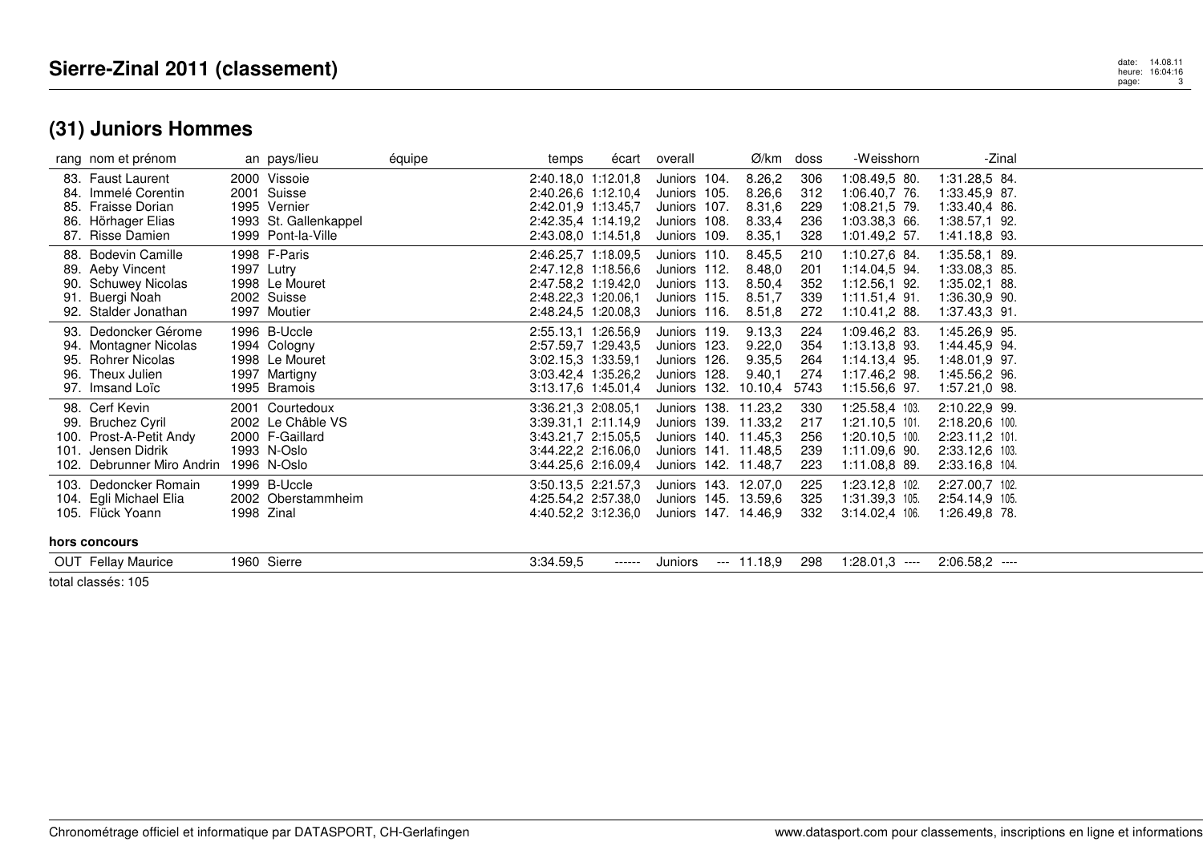# Sierre-Zinal 2011 (classement)

## (31) Juniors Hommes

| rang | nom et prénom | an | pays/lieu | équipe | temps | écart | overall | | Ø/km | doss | -Weisshorn | | -Zinal | |
|---|---|---|---|---|---|---|---|---|---|---|---|---|---|---|
| 83. | Faust Laurent | 2000 | Vissoie | | 2:40.18,0 | 1:12.01,8 | Juniors | 104. | 8.26,2 | 306 | 1:08.49,5 | 80. | 1:31.28,5 | 84. |
| 84. | Immelé Corentin | 2001 | Suisse | | 2:40.26,6 | 1:12.10,4 | Juniors | 105. | 8.26,6 | 312 | 1:06.40,7 | 76. | 1:33.45,9 | 87. |
| 85. | Fraisse Dorian | 1995 | Vernier | | 2:42.01,9 | 1:13.45,7 | Juniors | 107. | 8.31,6 | 229 | 1:08.21,5 | 79. | 1:33.40,4 | 86. |
| 86. | Hörhager Elias | 1993 | St. Gallenkappel | | 2:42.35,4 | 1:14.19,2 | Juniors | 108. | 8.33,4 | 236 | 1:03.38,3 | 66. | 1:38.57,1 | 92. |
| 87. | Risse Damien | 1999 | Pont-la-Ville | | 2:43.08,0 | 1:14.51,8 | Juniors | 109. | 8.35,1 | 328 | 1:01.49,2 | 57. | 1:41.18,8 | 93. |
| 88. | Bodevin Camille | 1998 | F-Paris | | 2:46.25,7 | 1:18.09,5 | Juniors | 110. | 8.45,5 | 210 | 1:10.27,6 | 84. | 1:35.58,1 | 89. |
| 89. | Aeby Vincent | 1997 | Lutry | | 2:47.12,8 | 1:18.56,6 | Juniors | 112. | 8.48,0 | 201 | 1:14.04,5 | 94. | 1:33.08,3 | 85. |
| 90. | Schuwey Nicolas | 1998 | Le Mouret | | 2:47.58,2 | 1:19.42,0 | Juniors | 113. | 8.50,4 | 352 | 1:12.56,1 | 92. | 1:35.02,1 | 88. |
| 91. | Buergi Noah | 2002 | Suisse | | 2:48.22,3 | 1:20.06,1 | Juniors | 115. | 8.51,7 | 339 | 1:11.51,4 | 91. | 1:36.30,9 | 90. |
| 92. | Stalder Jonathan | 1997 | Moutier | | 2:48.24,5 | 1:20.08,3 | Juniors | 116. | 8.51,8 | 272 | 1:10.41,2 | 88. | 1:37.43,3 | 91. |
| 93. | Dedoncker Gérome | 1996 | B-Uccle | | 2:55.13,1 | 1:26.56,9 | Juniors | 119. | 9.13,3 | 224 | 1:09.46,2 | 83. | 1:45.26,9 | 95. |
| 94. | Montagner Nicolas | 1994 | Cologny | | 2:57.59,7 | 1:29.43,5 | Juniors | 123. | 9.22,0 | 354 | 1:13.13,8 | 93. | 1:44.45,9 | 94. |
| 95. | Rohrer Nicolas | 1998 | Le Mouret | | 3:02.15,3 | 1:33.59,1 | Juniors | 126. | 9.35,5 | 264 | 1:14.13,4 | 95. | 1:48.01,9 | 97. |
| 96. | Theux Julien | 1997 | Martigny | | 3:03.42,4 | 1:35.26,2 | Juniors | 128. | 9.40,1 | 274 | 1:17.46,2 | 98. | 1:45.56,2 | 96. |
| 97. | Imsand Loïc | 1995 | Bramois | | 3:13.17,6 | 1:45.01,4 | Juniors | 132. | 10.10,4 | 5743 | 1:15.56,6 | 97. | 1:57.21,0 | 98. |
| 98. | Cerf Kevin | 2001 | Courtedoux | | 3:36.21,3 | 2:08.05,1 | Juniors | 138. | 11.23,2 | 330 | 1:25.58,4 | 103. | 2:10.22,9 | 99. |
| 99. | Bruchez Cyril | 2002 | Le Châble VS | | 3:39.31,1 | 2:11.14,9 | Juniors | 139. | 11.33,2 | 217 | 1:21.10,5 | 101. | 2:18.20,6 | 100. |
| 100. | Prost-A-Petit Andy | 2000 | F-Gaillard | | 3:43.21,7 | 2:15.05,5 | Juniors | 140. | 11.45,3 | 256 | 1:20.10,5 | 100. | 2:23.11,2 | 101. |
| 101. | Jensen Didrik | 1993 | N-Oslo | | 3:44.22,2 | 2:16.06,0 | Juniors | 141. | 11.48,5 | 239 | 1:11.09,6 | 90. | 2:33.12,6 | 103. |
| 102. | Debrunner Miro Andrin | 1996 | N-Oslo | | 3:44.25,6 | 2:16.09,4 | Juniors | 142. | 11.48,7 | 223 | 1:11.08,8 | 89. | 2:33.16,8 | 104. |
| 103. | Dedoncker Romain | 1999 | B-Uccle | | 3:50.13,5 | 2:21.57,3 | Juniors | 143. | 12.07,0 | 225 | 1:23.12,8 | 102. | 2:27.00,7 | 102. |
| 104. | Egli Michael Elia | 2002 | Oberstammheim | | 4:25.54,2 | 2:57.38,0 | Juniors | 145. | 13.59,6 | 325 | 1:31.39,3 | 105. | 2:54.14,9 | 105. |
| 105. | Flück Yoann | 1998 | Zinal | | 4:40.52,2 | 3:12.36,0 | Juniors | 147. | 14.46,9 | 332 | 3:14.02,4 | 106. | 1:26.49,8 | 78. |

**hors concours**

| rang | nom et prénom | an | pays/lieu | équipe | temps | écart | overall | | Ø/km | doss | -Weisshorn | | -Zinal | |
|---|---|---|---|---|---|---|---|---|---|---|---|---|---|---|
| OUT | Fellay Maurice | 1960 | Sierre | | 3:34.59,5 | ------ | Juniors | --- | 11.18,9 | 298 | 1:28.01,3 | ---- | 2:06.58,2 | ---- |

total classés: 105

Chronométrage officiel et informatique par DATASPORT, CH-Gerlafingen

www.datasport.com pour classements, inscriptions en ligne et informations